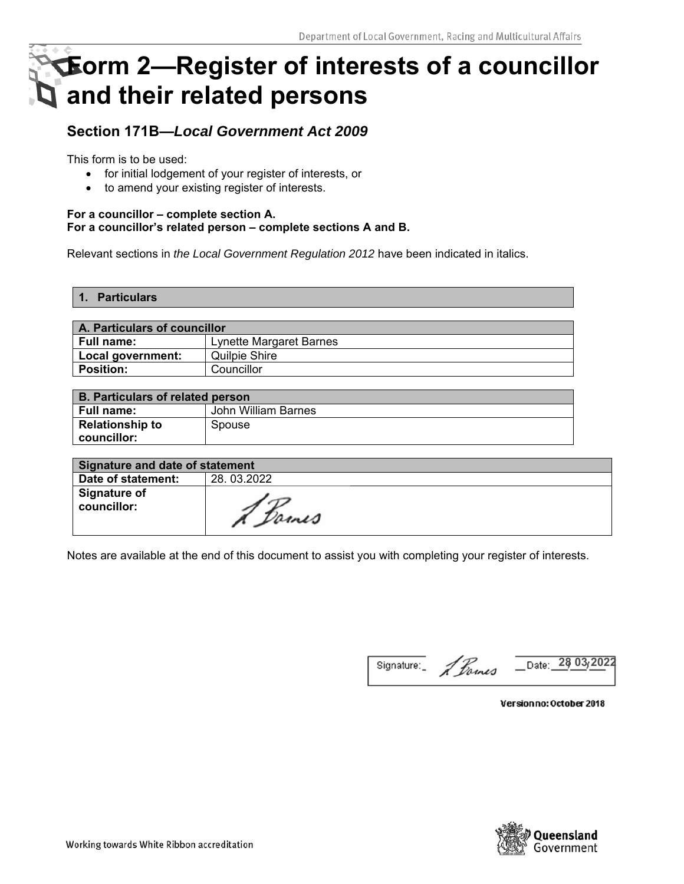# Form 2—Register of interests of a councillor and their related persons

## Section 171B—*Local Government Act 2009*

This form is to be used:

- for initial lodgement of your register of interests, or
- to amend your existing register of interests.

**For a councillor – complete section A.**
**For a councillor's related person – complete sections A and B.**

Relevant sections in *the Local Government Regulation 2012* have been indicated in italics.

| **1. Particulars** |
|---|

| **A. Particulars of councillor** | |
|---|---|
| **Full name:** | Lynette Margaret Barnes |
| **Local government:** | Quilpie Shire |
| **Position:** | Councillor |

| **B. Particulars of related person** | |
|---|---|
| **Full name:** | John William Barnes |
| **Relationship to councillor:** | Spouse |

| **Signature and date of statement** | |
|---|---|
| **Date of statement:** | 28. 03.2022 |
| **Signature of councillor:** | L Barnes |

Notes are available at the end of this document to assist you with completing your register of interests.

Signature: L Barnes Date: 28 03 2022

Version no: October 2018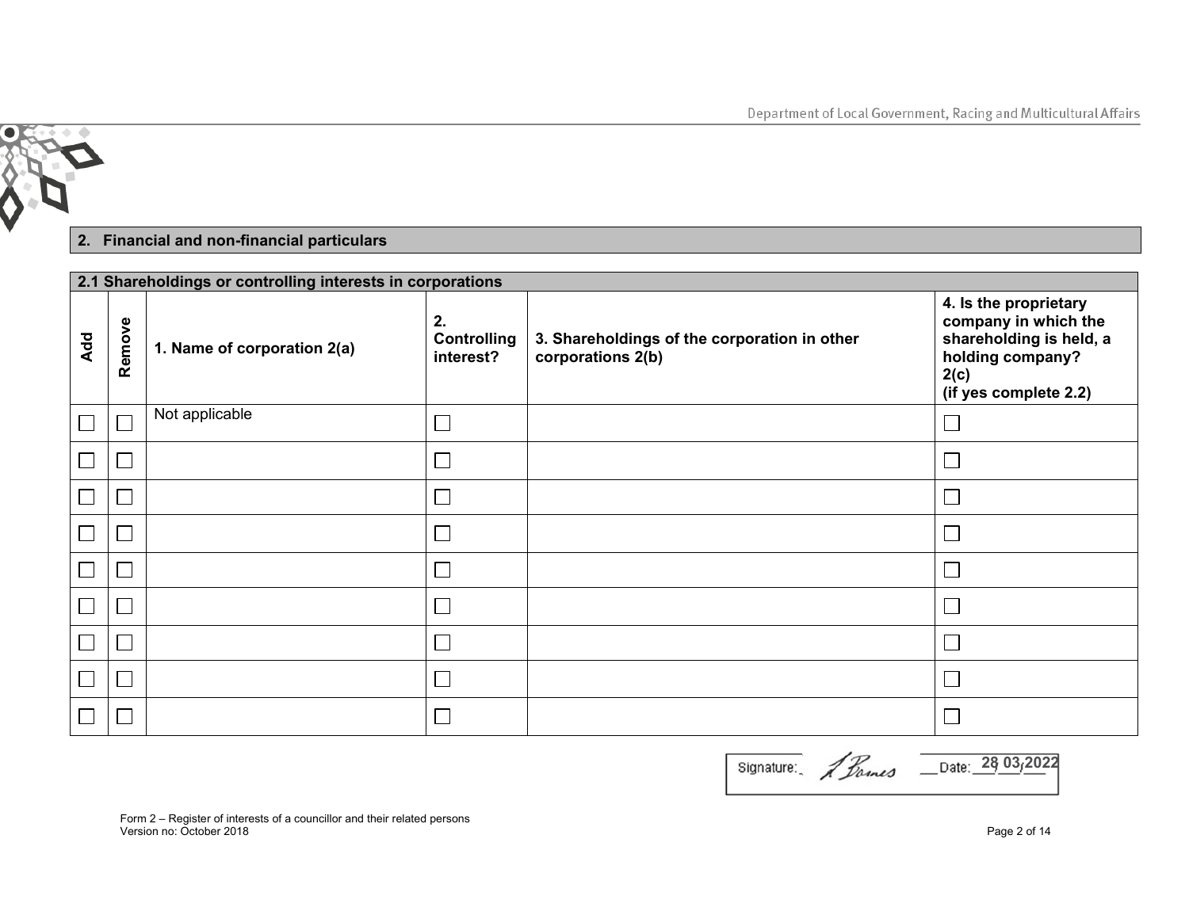## 2. Financial and non-financial particulars

| 2.1 Shareholdings or controlling interests in corporations | | | | | |
|---|---|---|---|---|---|
| Add | Remove | 1. Name of corporation 2(a) | 2. Controlling interest? | 3. Shareholdings of the corporation in other corporations 2(b) | 4. Is the proprietary company in which the shareholding is held, a holding company? 2(c) (if yes complete 2.2) |
| ☐ | ☐ | Not applicable | ☐ | | ☐ |
| ☐ | ☐ | | ☐ | | ☐ |
| ☐ | ☐ | | ☐ | | ☐ |
| ☐ | ☐ | | ☐ | | ☐ |
| ☐ | ☐ | | ☐ | | ☐ |
| ☐ | ☐ | | ☐ | | ☐ |
| ☐ | ☐ | | ☐ | | ☐ |
| ☐ | ☐ | | ☐ | | ☐ |
| ☐ | ☐ | | ☐ | | ☐ |

Signature: L Barnes Date: 28/03/2022

Form 2 – Register of interests of a councillor and their related persons
Version no: October 2018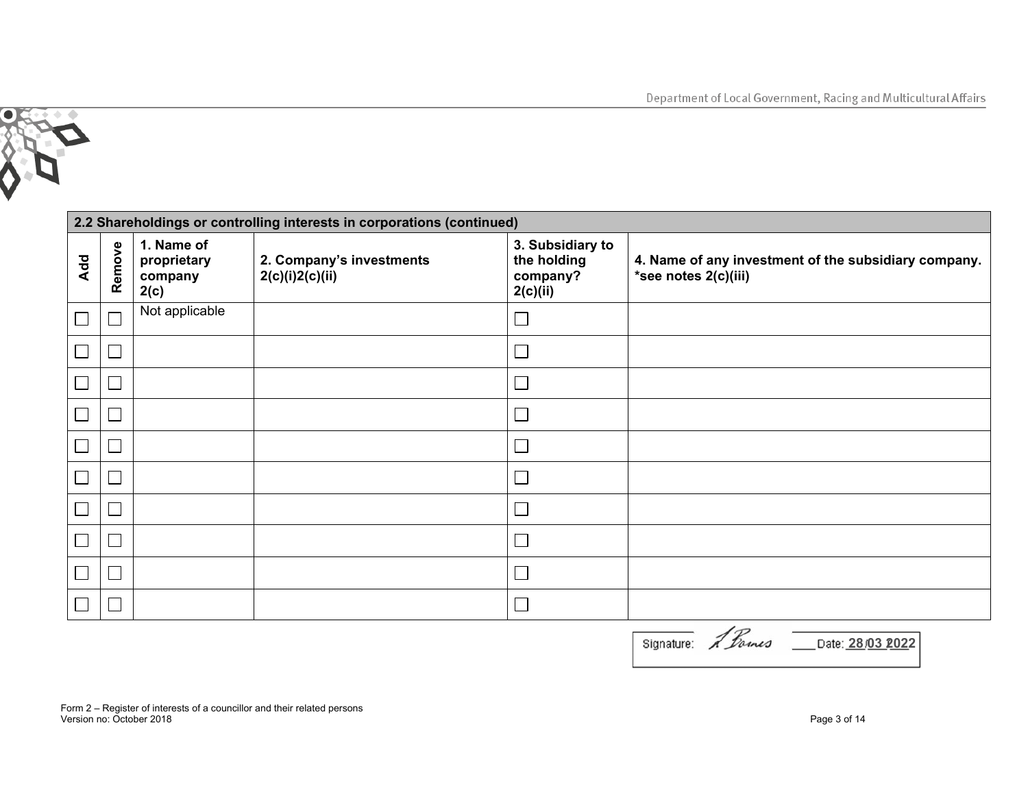| 2.2 Shareholdings or controlling interests in corporations (continued) | | | | | |
|---|---|---|---|---|---|
| Add | Remove | 1. Name of proprietary company 2(c) | 2. Company's investments 2(c)(i)2(c)(ii) | 3. Subsidiary to the holding company? 2(c)(ii) | 4. Name of any investment of the subsidiary company. *see notes 2(c)(iii) |
| ☐ | ☐ | Not applicable | | ☐ | |
| ☐ | ☐ | | | ☐ | |
| ☐ | ☐ | | | ☐ | |
| ☐ | ☐ | | | ☐ | |
| ☐ | ☐ | | | ☐ | |
| ☐ | ☐ | | | ☐ | |
| ☐ | ☐ | | | ☐ | |
| ☐ | ☐ | | | ☐ | |
| ☐ | ☐ | | | ☐ | |
| ☐ | ☐ | | | ☐ | |

Signature: [signature] Date: 28/03/2022

Form 2 – Register of interests of a councillor and their related persons
Version no: October 2018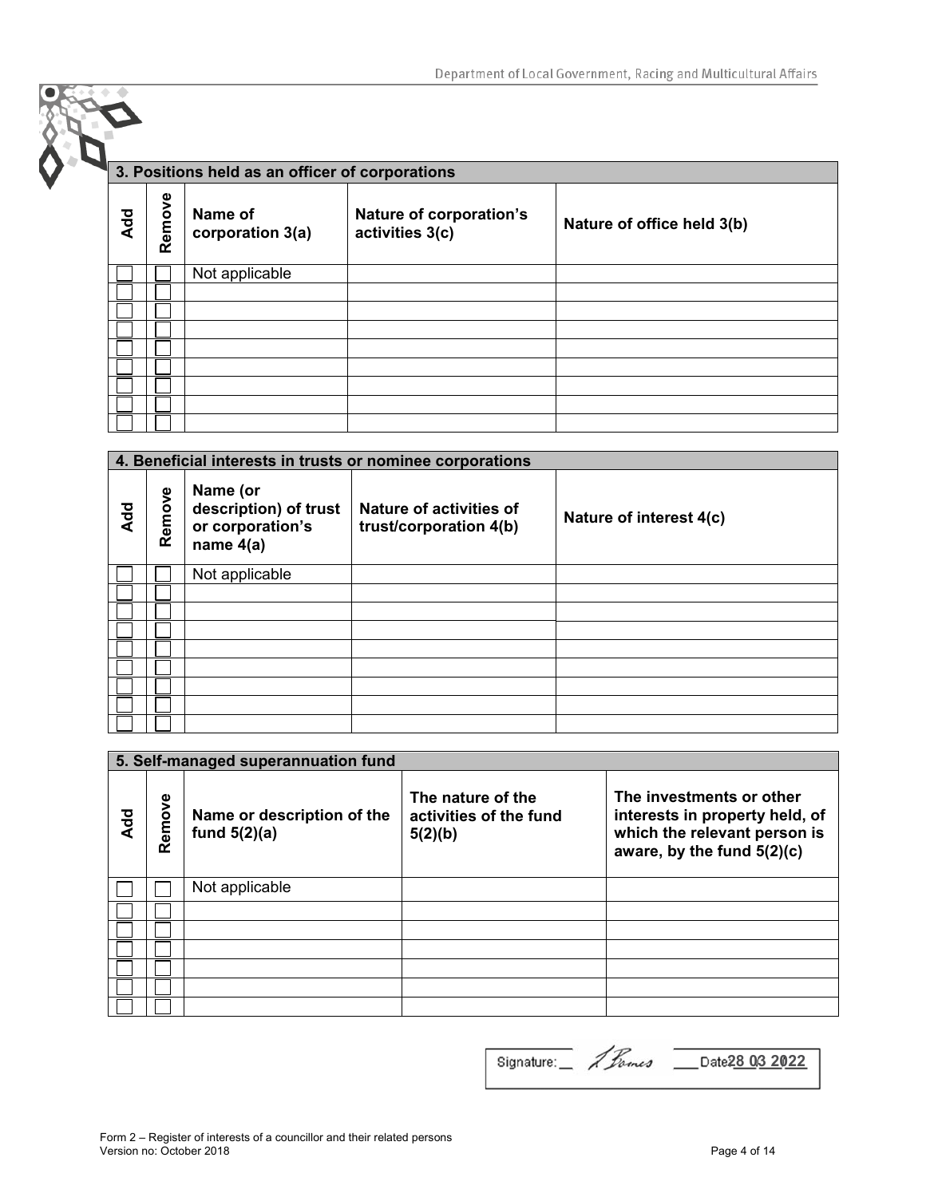## 3. Positions held as an officer of corporations

| Add | Remove | Name of corporation 3(a) | Nature of corporation's activities 3(c) | Nature of office held 3(b) |
|---|---|---|---|---|
| ☐ | ☐ | Not applicable | | |
| ☐ | ☐ | | | |
| ☐ | ☐ | | | |
| ☐ | ☐ | | | |
| ☐ | ☐ | | | |
| ☐ | ☐ | | | |
| ☐ | ☐ | | | |
| ☐ | ☐ | | | |
| ☐ | ☐ | | | |

## 4. Beneficial interests in trusts or nominee corporations

| Add | Remove | Name (or description) of trust or corporation's name 4(a) | Nature of activities of trust/corporation 4(b) | Nature of interest 4(c) |
|---|---|---|---|---|
| ☐ | ☐ | Not applicable | | |
| ☐ | ☐ | | | |
| ☐ | ☐ | | | |
| ☐ | ☐ | | | |
| ☐ | ☐ | | | |
| ☐ | ☐ | | | |
| ☐ | ☐ | | | |
| ☐ | ☐ | | | |
| ☐ | ☐ | | | |

## 5. Self-managed superannuation fund

| Add | Remove | Name or description of the fund 5(2)(a) | The nature of the activities of the fund 5(2)(b) | The investments or other interests in property held, of which the relevant person is aware, by the fund 5(2)(c) |
|---|---|---|---|---|
| ☐ | ☐ | Not applicable | | |
| ☐ | ☐ | | | |
| ☐ | ☐ | | | |
| ☐ | ☐ | | | |
| ☐ | ☐ | | | |
| ☐ | ☐ | | | |
| ☐ | ☐ | | | |

Signature: [signature] Date 28 03 2022

Form 2 – Register of interests of a councillor and their related persons
Version no: October 2018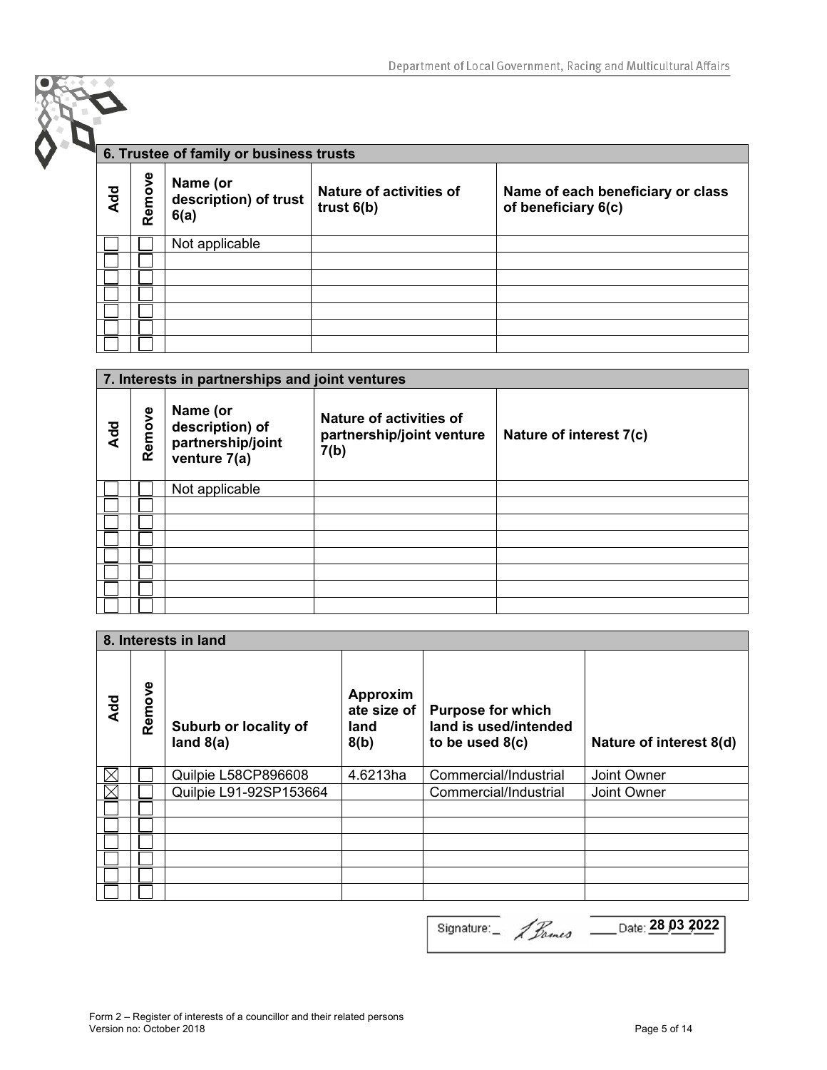## 6. Trustee of family or business trusts

| Add | Remove | Name (or description) of trust 6(a) | Nature of activities of trust 6(b) | Name of each beneficiary or class of beneficiary 6(c) |
|---|---|---|---|---|
| ☐ | ☐ | Not applicable | | |
| ☐ | ☐ | | | |
| ☐ | ☐ | | | |
| ☐ | ☐ | | | |
| ☐ | ☐ | | | |
| ☐ | ☐ | | | |
| ☐ | ☐ | | | |

## 7. Interests in partnerships and joint ventures

| Add | Remove | Name (or description) of partnership/joint venture 7(a) | Nature of activities of partnership/joint venture 7(b) | Nature of interest 7(c) |
|---|---|---|---|---|
| ☐ | ☐ | Not applicable | | |
| ☐ | ☐ | | | |
| ☐ | ☐ | | | |
| ☐ | ☐ | | | |
| ☐ | ☐ | | | |
| ☐ | ☐ | | | |
| ☐ | ☐ | | | |
| ☐ | ☐ | | | |

## 8. Interests in land

| Add | Remove | Suburb or locality of land 8(a) | Approximate size of land 8(b) | Purpose for which land is used/intended to be used 8(c) | Nature of interest 8(d) |
|---|---|---|---|---|---|
| ☒ | ☐ | Quilpie L58CP896608 | 4.6213ha | Commercial/Industrial | Joint Owner |
| ☒ | ☐ | Quilpie L91-92SP153664 | | Commercial/Industrial | Joint Owner |
| ☐ | ☐ | | | | |
| ☐ | ☐ | | | | |
| ☐ | ☐ | | | | |
| ☐ | ☐ | | | | |
| ☐ | ☐ | | | | |
| ☐ | ☐ | | | | |

Signature: [signature] Date: 28 03 2022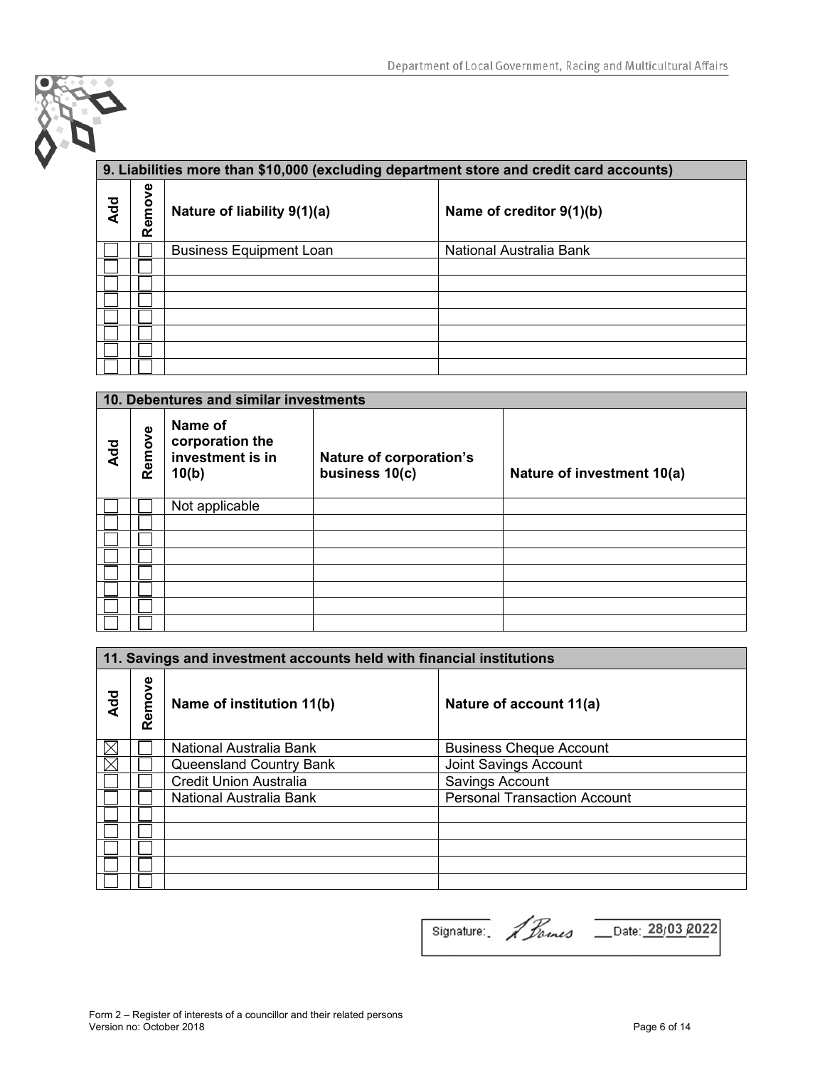| 9. Liabilities more than $10,000 (excluding department store and credit card accounts) | | | |
|---|---|---|---|
| Add | Remove | Nature of liability 9(1)(a) | Name of creditor 9(1)(b) |
| ☐ | ☐ | Business Equipment Loan | National Australia Bank |
| ☐ | ☐ | | |
| ☐ | ☐ | | |
| ☐ | ☐ | | |
| ☐ | ☐ | | |
| ☐ | ☐ | | |
| ☐ | ☐ | | |
| ☐ | ☐ | | |

| 10. Debentures and similar investments | | | | |
|---|---|---|---|---|
| Add | Remove | Name of corporation the investment is in 10(b) | Nature of corporation's business 10(c) | Nature of investment 10(a) |
| ☐ | ☐ | Not applicable | | |
| ☐ | ☐ | | | |
| ☐ | ☐ | | | |
| ☐ | ☐ | | | |
| ☐ | ☐ | | | |
| ☐ | ☐ | | | |
| ☐ | ☐ | | | |
| ☐ | ☐ | | | |

| 11. Savings and investment accounts held with financial institutions | | | |
|---|---|---|---|
| Add | Remove | Name of institution 11(b) | Nature of account 11(a) |
| ☒ | ☐ | National Australia Bank | Business Cheque Account |
| ☒ | ☐ | Queensland Country Bank | Joint Savings Account |
| ☐ | ☐ | Credit Union Australia | Savings Account |
| ☐ | ☐ | National Australia Bank | Personal Transaction Account |
| ☐ | ☐ | | |
| ☐ | ☐ | | |
| ☐ | ☐ | | |
| ☐ | ☐ | | |
| ☐ | ☐ | | |

Signature: L Barnes Date: 28/03/2022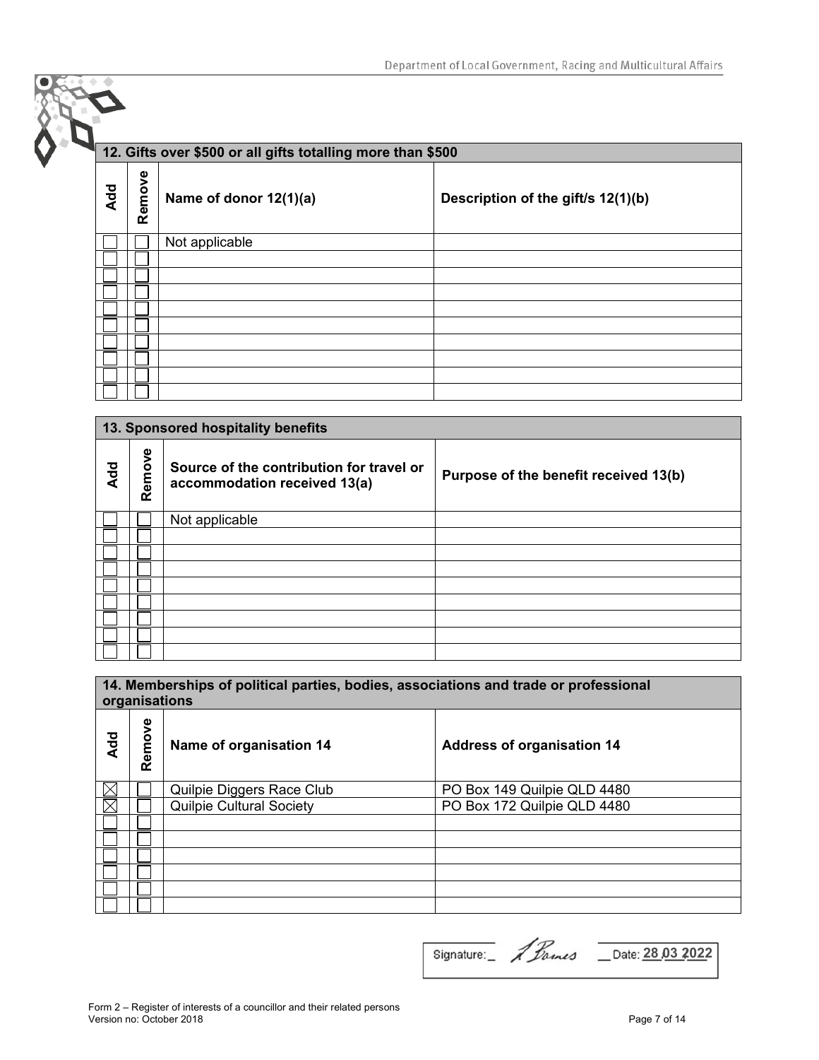## 12. Gifts over $500 or all gifts totalling more than $500

| Add | Remove | Name of donor 12(1)(a) | Description of the gift/s 12(1)(b) |
|---|---|---|---|
| ☐ | ☐ | Not applicable | |
| ☐ | ☐ | | |
| ☐ | ☐ | | |
| ☐ | ☐ | | |
| ☐ | ☐ | | |
| ☐ | ☐ | | |
| ☐ | ☐ | | |
| ☐ | ☐ | | |
| ☐ | ☐ | | |
| ☐ | ☐ | | |

## 13. Sponsored hospitality benefits

| Add | Remove | Source of the contribution for travel or accommodation received 13(a) | Purpose of the benefit received 13(b) |
|---|---|---|---|
| ☐ | ☐ | Not applicable | |
| ☐ | ☐ | | |
| ☐ | ☐ | | |
| ☐ | ☐ | | |
| ☐ | ☐ | | |
| ☐ | ☐ | | |
| ☐ | ☐ | | |
| ☐ | ☐ | | |
| ☐ | ☐ | | |

## 14. Memberships of political parties, bodies, associations and trade or professional organisations

| Add | Remove | Name of organisation 14 | Address of organisation 14 |
|---|---|---|---|
| ☒ | ☐ | Quilpie Diggers Race Club | PO Box 149 Quilpie QLD 4480 |
| ☒ | ☐ | Quilpie Cultural Society | PO Box 172 Quilpie QLD 4480 |
| ☐ | ☐ | | |
| ☐ | ☐ | | |
| ☐ | ☐ | | |
| ☐ | ☐ | | |
| ☐ | ☐ | | |
| ☐ | ☐ | | |

Signature: [signature] Date: 28 03 2022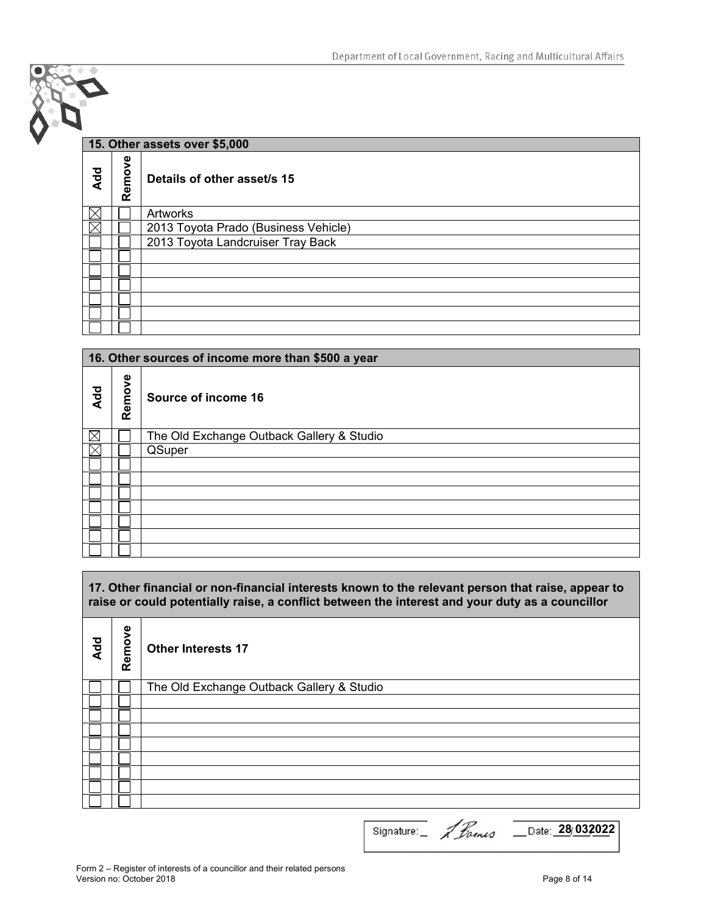## 15. Other assets over $5,000

| Add | Remove | Details of other asset/s 15 |
| --- | --- | --- |
| ☒ | ☐ | Artworks |
| ☒ | ☐ | 2013 Toyota Prado (Business Vehicle) |
| ☐ | ☐ | 2013 Toyota Landcruiser Tray Back |
| ☐ | ☐ | |
| ☐ | ☐ | |
| ☐ | ☐ | |
| ☐ | ☐ | |
| ☐ | ☐ | |
| ☐ | ☐ | |

## 16. Other sources of income more than $500 a year

| Add | Remove | Source of income 16 |
| --- | --- | --- |
| ☒ | ☐ | The Old Exchange Outback Gallery & Studio |
| ☒ | ☐ | QSuper |
| ☐ | ☐ | |
| ☐ | ☐ | |
| ☐ | ☐ | |
| ☐ | ☐ | |
| ☐ | ☐ | |
| ☐ | ☐ | |
| ☐ | ☐ | |

## 17. Other financial or non-financial interests known to the relevant person that raise, appear to raise or could potentially raise, a conflict between the interest and your duty as a councillor

| Add | Remove | Other Interests 17 |
| --- | --- | --- |
| ☐ | ☐ | The Old Exchange Outback Gallery & Studio |
| ☐ | ☐ | |
| ☐ | ☐ | |
| ☐ | ☐ | |
| ☐ | ☐ | |
| ☐ | ☐ | |
| ☐ | ☐ | |
| ☐ | ☐ | |
| ☐ | ☐ | |

Signature: L Barnes Date: 28/03/2022

Form 2 – Register of interests of a councillor and their related persons
Version no: October 2018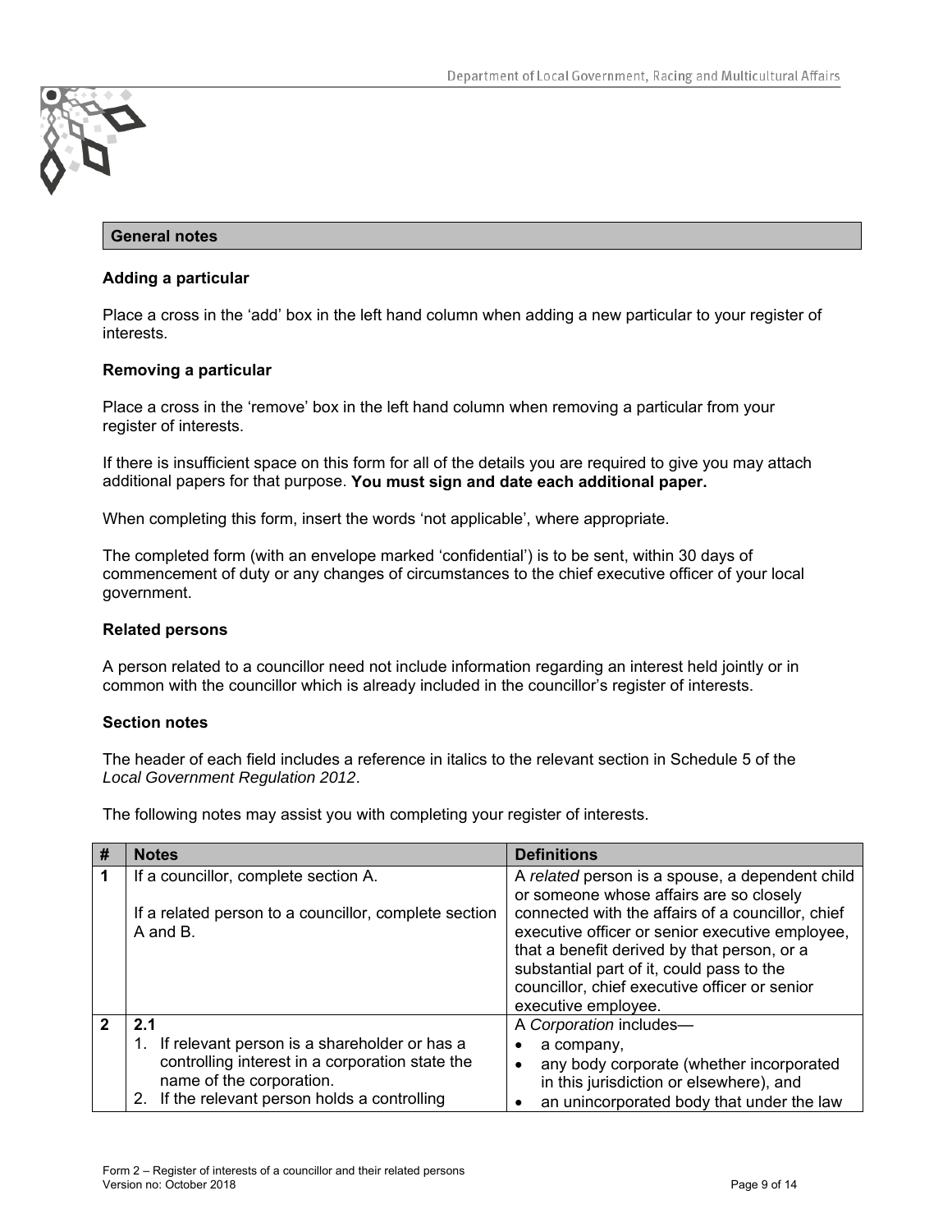## General notes

### Adding a particular

Place a cross in the 'add' box in the left hand column when adding a new particular to your register of interests.

### Removing a particular

Place a cross in the 'remove' box in the left hand column when removing a particular from your register of interests.

If there is insufficient space on this form for all of the details you are required to give you may attach additional papers for that purpose. **You must sign and date each additional paper.**

When completing this form, insert the words 'not applicable', where appropriate.

The completed form (with an envelope marked 'confidential') is to be sent, within 30 days of commencement of duty or any changes of circumstances to the chief executive officer of your local government.

### Related persons

A person related to a councillor need not include information regarding an interest held jointly or in common with the councillor which is already included in the councillor's register of interests.

### Section notes

The header of each field includes a reference in italics to the relevant section in Schedule 5 of the *Local Government Regulation 2012*.

The following notes may assist you with completing your register of interests.

| # | Notes | Definitions |
|---|---|---|
| **1** | If a councillor, complete section A.<br><br>If a related person to a councillor, complete section A and B. | A *related* person is a spouse, a dependent child or someone whose affairs are so closely connected with the affairs of a councillor, chief executive officer or senior executive employee, that a benefit derived by that person, or a substantial part of it, could pass to the councillor, chief executive officer or senior executive employee. |
| **2** | **2.1**<br>1. If relevant person is a shareholder or has a controlling interest in a corporation state the name of the corporation.<br>2. If the relevant person holds a controlling | A *Corporation* includes—<br>• a company,<br>• any body corporate (whether incorporated in this jurisdiction or elsewhere), and<br>• an unincorporated body that under the law |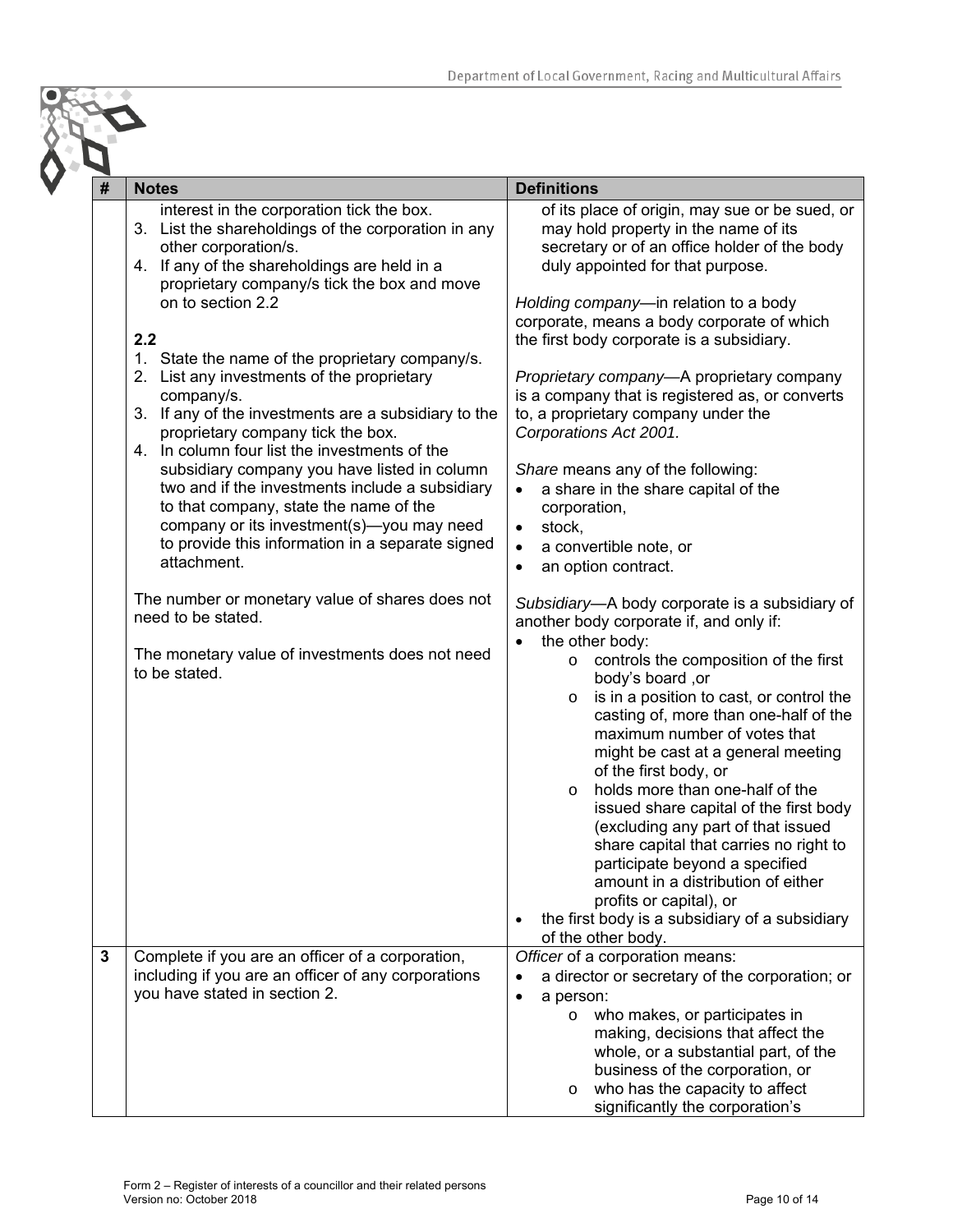| # | Notes | Definitions |
|---|---|---|
| | interest in the corporation tick the box.<br>3. List the shareholdings of the corporation in any other corporation/s.<br>4. If any of the shareholdings are held in a proprietary company/s tick the box and move on to section 2.2<br><br>**2.2**<br>1. State the name of the proprietary company/s.<br>2. List any investments of the proprietary company/s.<br>3. If any of the investments are a subsidiary to the proprietary company tick the box.<br>4. In column four list the investments of the subsidiary company you have listed in column two and if the investments include a subsidiary to that company, state the name of the company or its investment(s)—you may need to provide this information in a separate signed attachment.<br><br>The number or monetary value of shares does not need to be stated.<br><br>The monetary value of investments does not need to be stated. | of its place of origin, may sue or be sued, or may hold property in the name of its secretary or of an office holder of the body duly appointed for that purpose.<br><br>*Holding company*—in relation to a body corporate, means a body corporate of which the first body corporate is a subsidiary.<br><br>*Proprietary company*—A proprietary company is a company that is registered as, or converts to, a proprietary company under the *Corporations Act 2001.*<br><br>*Share* means any of the following:<br>• a share in the share capital of the corporation,<br>• stock,<br>• a convertible note, or<br>• an option contract.<br><br>*Subsidiary*—A body corporate is a subsidiary of another body corporate if, and only if:<br>• the other body:<br>o controls the composition of the first body's board ,or<br>o is in a position to cast, or control the casting of, more than one-half of the maximum number of votes that might be cast at a general meeting of the first body, or<br>o holds more than one-half of the issued share capital of the first body (excluding any part of that issued share capital that carries no right to participate beyond a specified amount in a distribution of either profits or capital), or<br>• the first body is a subsidiary of a subsidiary of the other body. |
| **3** | Complete if you are an officer of a corporation, including if you are an officer of any corporations you have stated in section 2. | *Officer* of a corporation means:<br>• a director or secretary of the corporation; or<br>• a person:<br>o who makes, or participates in making, decisions that affect the whole, or a substantial part, of the business of the corporation, or<br>o who has the capacity to affect significantly the corporation's |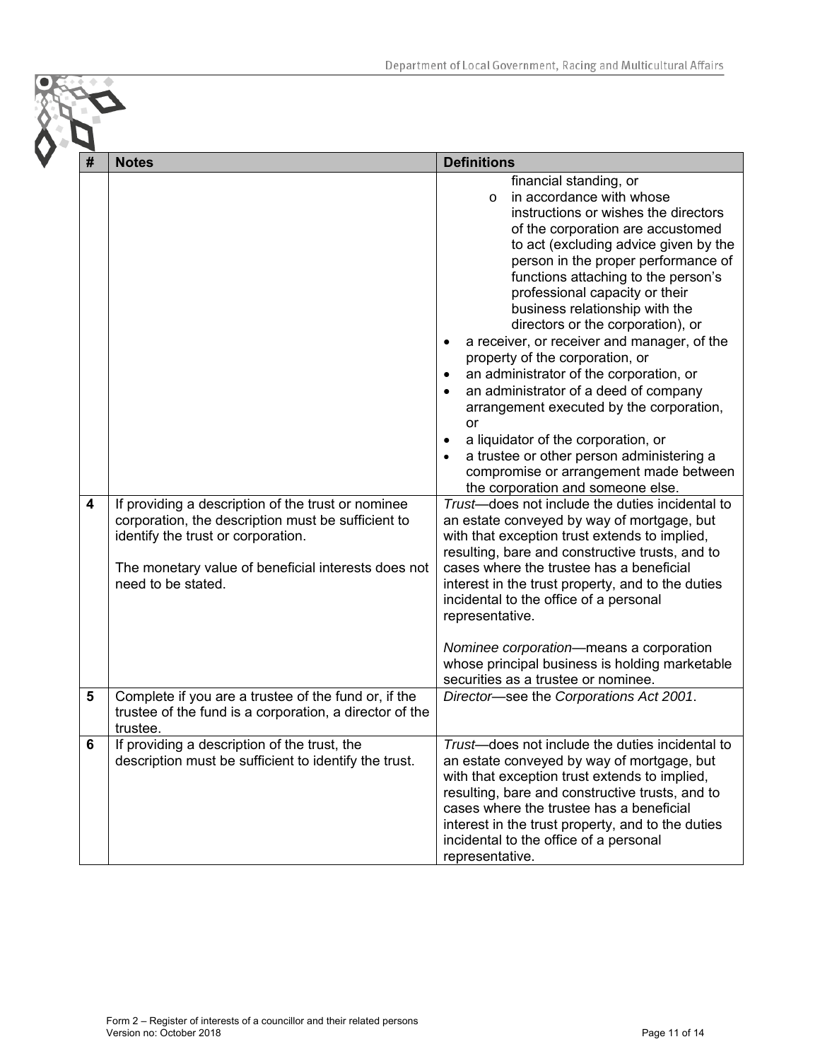| # | Notes | Definitions |
|---|---|---|
| | | financial standing, or<br>o in accordance with whose instructions or wishes the directors of the corporation are accustomed to act (excluding advice given by the person in the proper performance of functions attaching to the person's professional capacity or their business relationship with the directors or the corporation), or<br>• a receiver, or receiver and manager, of the property of the corporation, or<br>• an administrator of the corporation, or<br>• an administrator of a deed of company arrangement executed by the corporation, or<br>• a liquidator of the corporation, or<br>• a trustee or other person administering a compromise or arrangement made between the corporation and someone else. |
| 4 | If providing a description of the trust or nominee corporation, the description must be sufficient to identify the trust or corporation.<br><br>The monetary value of beneficial interests does not need to be stated. | *Trust*—does not include the duties incidental to an estate conveyed by way of mortgage, but with that exception trust extends to implied, resulting, bare and constructive trusts, and to cases where the trustee has a beneficial interest in the trust property, and to the duties incidental to the office of a personal representative.<br><br>*Nominee corporation*—means a corporation whose principal business is holding marketable securities as a trustee or nominee. |
| 5 | Complete if you are a trustee of the fund or, if the trustee of the fund is a corporation, a director of the trustee. | *Director*—see the *Corporations Act 2001*. |
| 6 | If providing a description of the trust, the description must be sufficient to identify the trust. | *Trust*—does not include the duties incidental to an estate conveyed by way of mortgage, but with that exception trust extends to implied, resulting, bare and constructive trusts, and to cases where the trustee has a beneficial interest in the trust property, and to the duties incidental to the office of a personal representative. |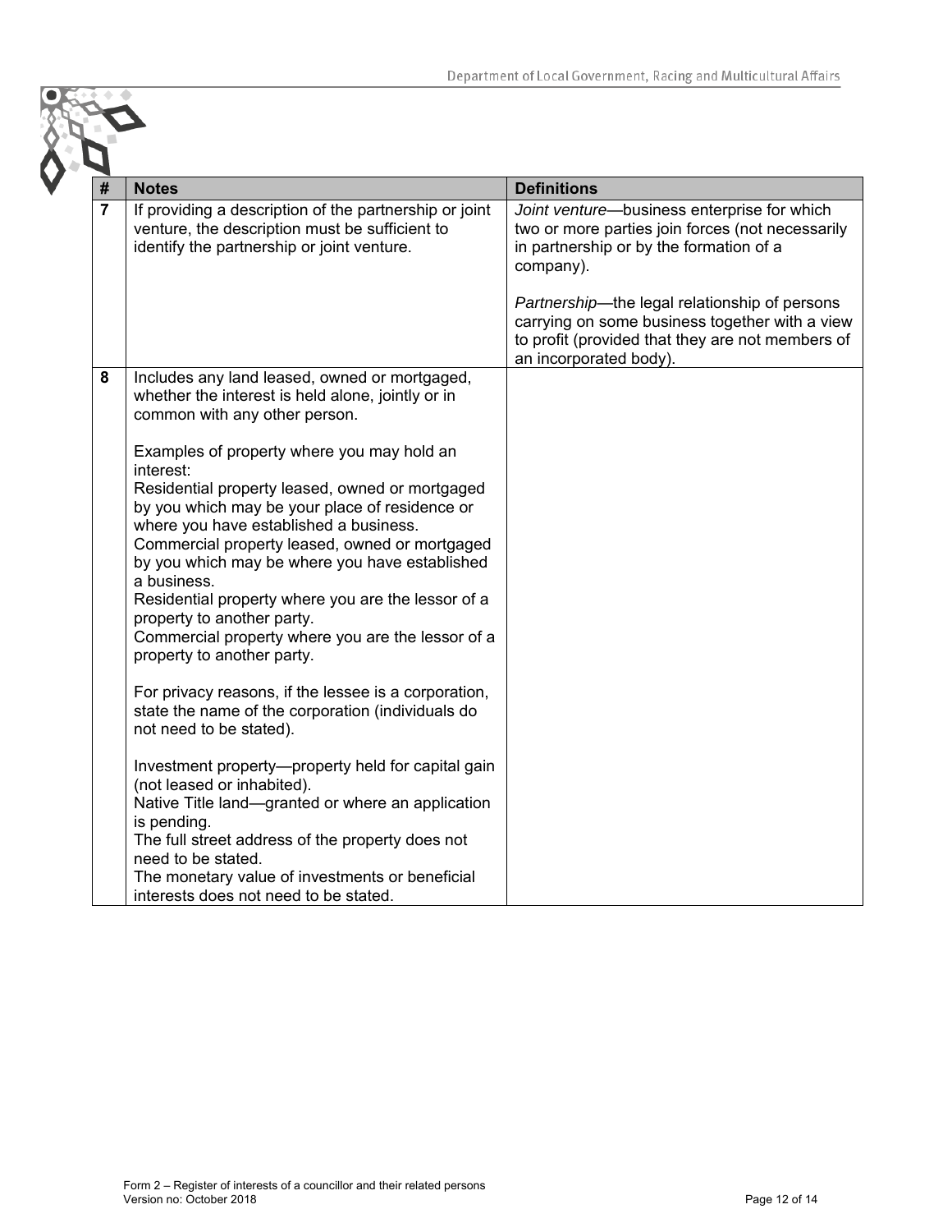| # | Notes | Definitions |
|---|---|---|
| 7 | If providing a description of the partnership or joint venture, the description must be sufficient to identify the partnership or joint venture. | *Joint venture*—business enterprise for which two or more parties join forces (not necessarily in partnership or by the formation of a company).<br><br>*Partnership*—the legal relationship of persons carrying on some business together with a view to profit (provided that they are not members of an incorporated body). |
| 8 | Includes any land leased, owned or mortgaged, whether the interest is held alone, jointly or in common with any other person.<br><br>Examples of property where you may hold an interest:<br>Residential property leased, owned or mortgaged by you which may be your place of residence or where you have established a business.<br>Commercial property leased, owned or mortgaged by you which may be where you have established a business.<br>Residential property where you are the lessor of a property to another party.<br>Commercial property where you are the lessor of a property to another party.<br><br>For privacy reasons, if the lessee is a corporation, state the name of the corporation (individuals do not need to be stated).<br><br>Investment property—property held for capital gain (not leased or inhabited).<br>Native Title land—granted or where an application is pending.<br>The full street address of the property does not need to be stated.<br>The monetary value of investments or beneficial interests does not need to be stated. | |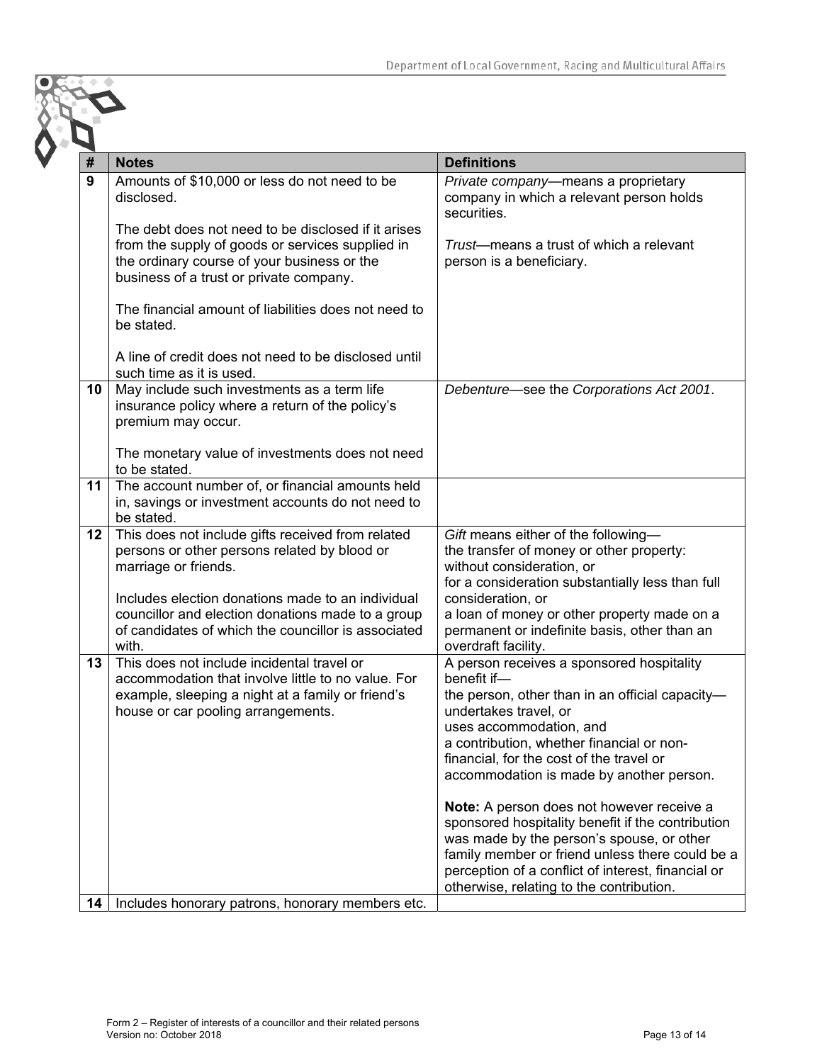| # | Notes | Definitions |
|---|---|---|
| 9 | Amounts of $10,000 or less do not need to be disclosed.<br><br>The debt does not need to be disclosed if it arises from the supply of goods or services supplied in the ordinary course of your business or the business of a trust or private company.<br><br>The financial amount of liabilities does not need to be stated.<br><br>A line of credit does not need to be disclosed until such time as it is used. | *Private company*—means a proprietary company in which a relevant person holds securities.<br><br>*Trust*—means a trust of which a relevant person is a beneficiary. |
| 10 | May include such investments as a term life insurance policy where a return of the policy's premium may occur.<br><br>The monetary value of investments does not need to be stated. | *Debenture*—see the *Corporations Act 2001*. |
| 11 | The account number of, or financial amounts held in, savings or investment accounts do not need to be stated. | |
| 12 | This does not include gifts received from related persons or other persons related by blood or marriage or friends.<br><br>Includes election donations made to an individual councillor and election donations made to a group of candidates of which the councillor is associated with. | *Gift* means either of the following—<br>the transfer of money or other property:<br>without consideration, or<br>for a consideration substantially less than full consideration, or<br>a loan of money or other property made on a permanent or indefinite basis, other than an overdraft facility. |
| 13 | This does not include incidental travel or accommodation that involve little to no value. For example, sleeping a night at a family or friend's house or car pooling arrangements. | A person receives a sponsored hospitality benefit if—<br>the person, other than in an official capacity—<br>undertakes travel, or<br>uses accommodation, and<br>a contribution, whether financial or non-financial, for the cost of the travel or accommodation is made by another person.<br><br>**Note:** A person does not however receive a sponsored hospitality benefit if the contribution was made by the person's spouse, or other family member or friend unless there could be a perception of a conflict of interest, financial or otherwise, relating to the contribution. |
| 14 | Includes honorary patrons, honorary members etc. | |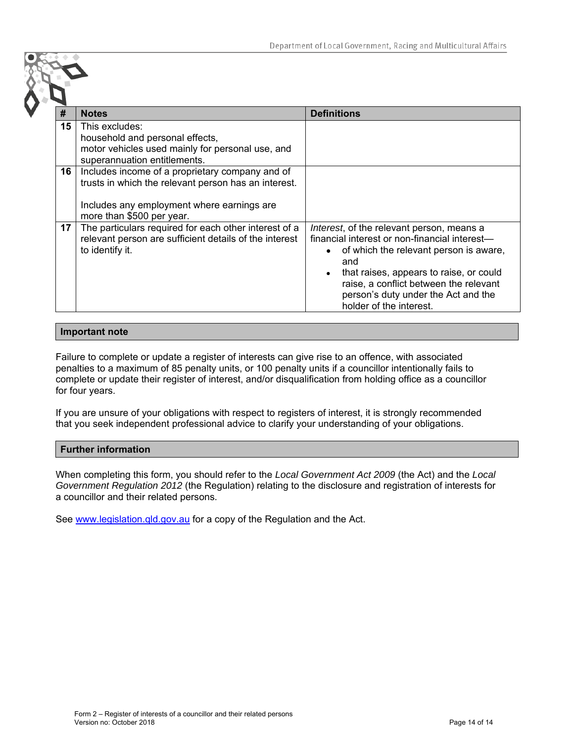| # | Notes | Definitions |
|---|---|---|
| 15 | This excludes:<br>household and personal effects,<br>motor vehicles used mainly for personal use, and<br>superannuation entitlements. | |
| 16 | Includes income of a proprietary company and of trusts in which the relevant person has an interest.<br><br>Includes any employment where earnings are more than $500 per year. | |
| 17 | The particulars required for each other interest of a relevant person are sufficient details of the interest to identify it. | *Interest*, of the relevant person, means a financial interest or non-financial interest—<br>• of which the relevant person is aware, and<br>• that raises, appears to raise, or could raise, a conflict between the relevant person's duty under the Act and the holder of the interest. |

## Important note

Failure to complete or update a register of interests can give rise to an offence, with associated penalties to a maximum of 85 penalty units, or 100 penalty units if a councillor intentionally fails to complete or update their register of interest, and/or disqualification from holding office as a councillor for four years.

If you are unsure of your obligations with respect to registers of interest, it is strongly recommended that you seek independent professional advice to clarify your understanding of your obligations.

## Further information

When completing this form, you should refer to the *Local Government Act 2009* (the Act) and the *Local Government Regulation 2012* (the Regulation) relating to the disclosure and registration of interests for a councillor and their related persons.

See www.legislation.qld.gov.au for a copy of the Regulation and the Act.